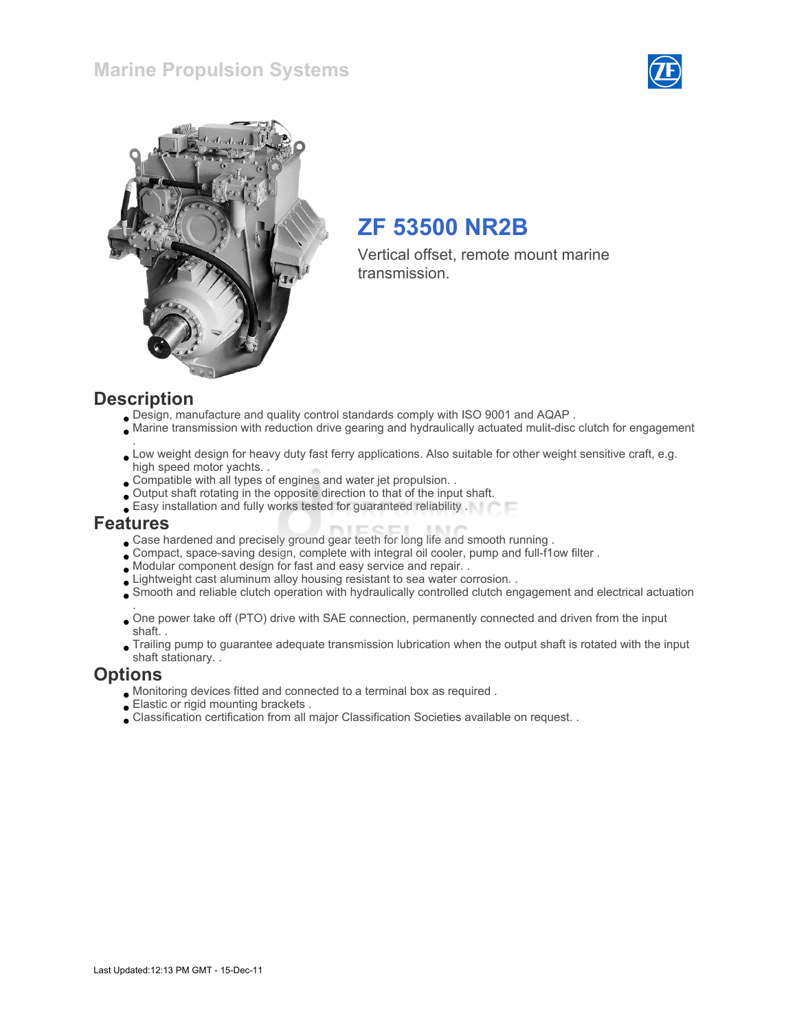# Marine Propulsion Systems

## ZF 53500 NR2B

Vertical offset, remote mount marine transmission.

## Description

- Design, manufacture and quality control standards comply with ISO 9001 and AQAP .
- Marine transmission with reduction drive gearing and hydraulically actuated mulit-disc clutch for engagement .
- Low weight design for heavy duty fast ferry applications. Also suitable for other weight sensitive craft, e.g. high speed motor yachts. .
- Compatible with all types of engines and water jet propulsion. .
- Output shaft rotating in the opposite direction to that of the input shaft.
- Easy installation and fully works tested for guaranteed reliability .

## Features

- Case hardened and precisely ground gear teeth for long life and smooth running .
- Compact, space-saving design, complete with integral oil cooler, pump and full-f1ow filter .
- Modular component design for fast and easy service and repair. .
- Lightweight cast aluminum alloy housing resistant to sea water corrosion. .
- Smooth and reliable clutch operation with hydraulically controlled clutch engagement and electrical actuation .
- One power take off (PTO) drive with SAE connection, permanently connected and driven from the input shaft. .
- Trailing pump to guarantee adequate transmission lubrication when the output shaft is rotated with the input shaft stationary. .

## Options

- Monitoring devices fitted and connected to a terminal box as required .
- Elastic or rigid mounting brackets .
- Classification certification from all major Classification Societies available on request. .

Last Updated:12:13 PM GMT - 15-Dec-11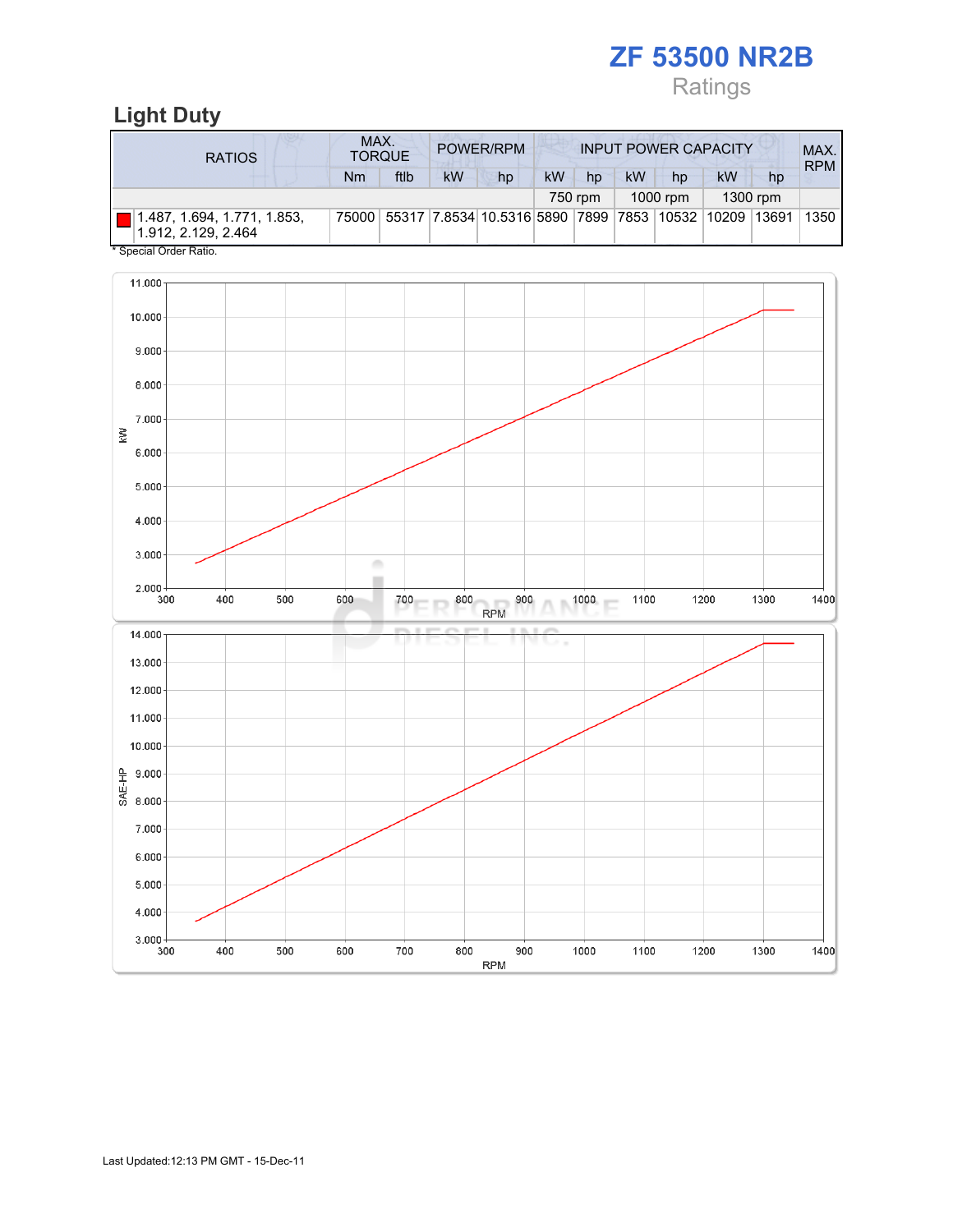# ZF 53500 NR2B

Ratings

## Light Duty

| RATIOS | MAX. TORQUE | | POWER/RPM | | INPUT POWER CAPACITY | | | | | | MAX. RPM |
|---|---|---|---|---|---|---|---|---|---|---|---|
| | Nm | ftlb | kW | hp | kW | hp | kW | hp | kW | hp | |
| | | | | | 750 rpm | | 1000 rpm | | 1300 rpm | | |
| 1.487, 1.694, 1.771, 1.853, 1.912, 2.129, 2.464 | 75000 | 55317 | 7.8534 | 10.5316 | 5890 | 7899 | 7853 | 10532 | 10209 | 13691 | 1350 |

\* Special Order Ratio.

Last Updated:12:13 PM GMT - 15-Dec-11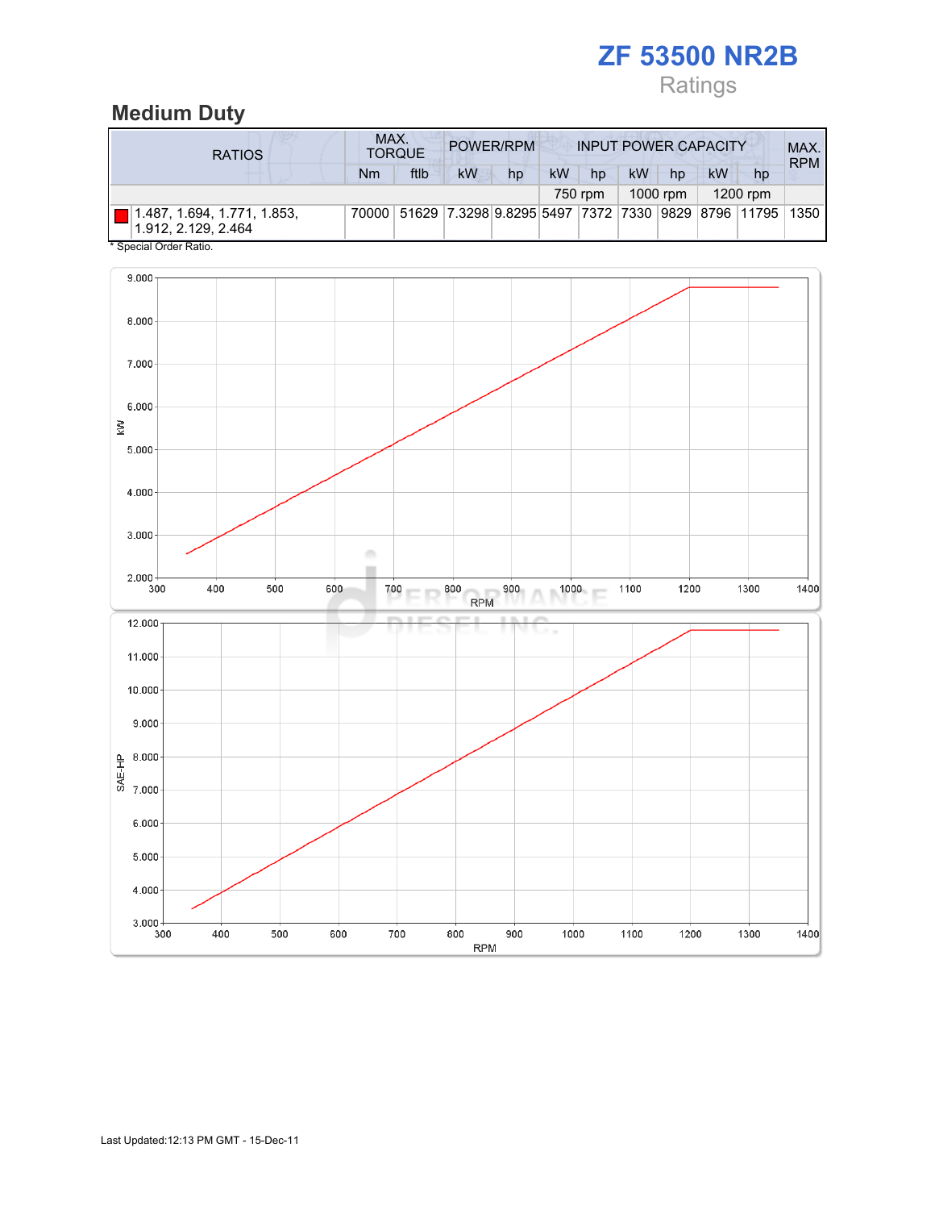# ZF 53500 NR2B

Ratings

## Medium Duty

| RATIOS | MAX. TORQUE | | POWER/RPM | | INPUT POWER CAPACITY | | | | | | MAX. RPM |
|---|---|---|---|---|---|---|---|---|---|---|---|
| | Nm | ftlb | kW | hp | kW | hp | kW | hp | kW | hp | |
| | | | | | 750 rpm | | 1000 rpm | | 1200 rpm | | |
| 1.487, 1.694, 1.771, 1.853, 1.912, 2.129, 2.464 | 70000 | 51629 | 7.3298 | 9.8295 | 5497 | 7372 | 7330 | 9829 | 8796 | 11795 | 1350 |

* Special Order Ratio.

Last Updated:12:13 PM GMT - 15-Dec-11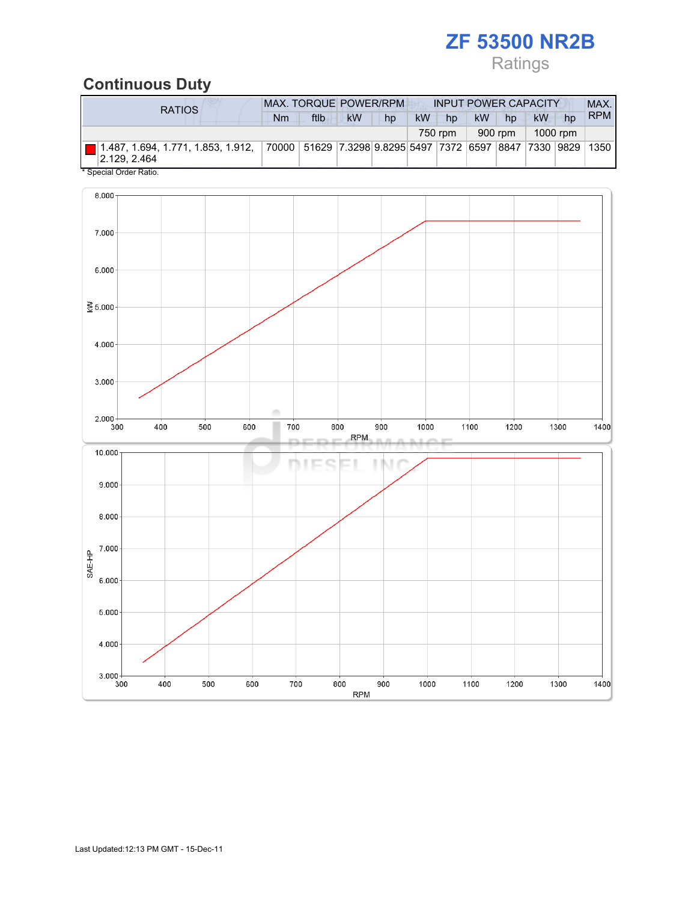# ZF 53500 NR2B

Ratings

## Continuous Duty

| RATIOS | MAX. TORQUE | | POWER/RPM | | INPUT POWER CAPACITY | | | | | | MAX. RPM |
|---|---|---|---|---|---|---|---|---|---|---|---|
| | Nm | ftlb | kW | hp | kW | hp | kW | hp | kW | hp | |
| | | | | | 750 rpm | | 900 rpm | | 1000 rpm | | |
| 1.487, 1.694, 1.771, 1.853, 1.912, 2.129, 2.464 | 70000 | 51629 | 7.3298 | 9.8295 | 5497 | 7372 | 6597 | 8847 | 7330 | 9829 | 1350 |

* Special Order Ratio.

Last Updated:12:13 PM GMT - 15-Dec-11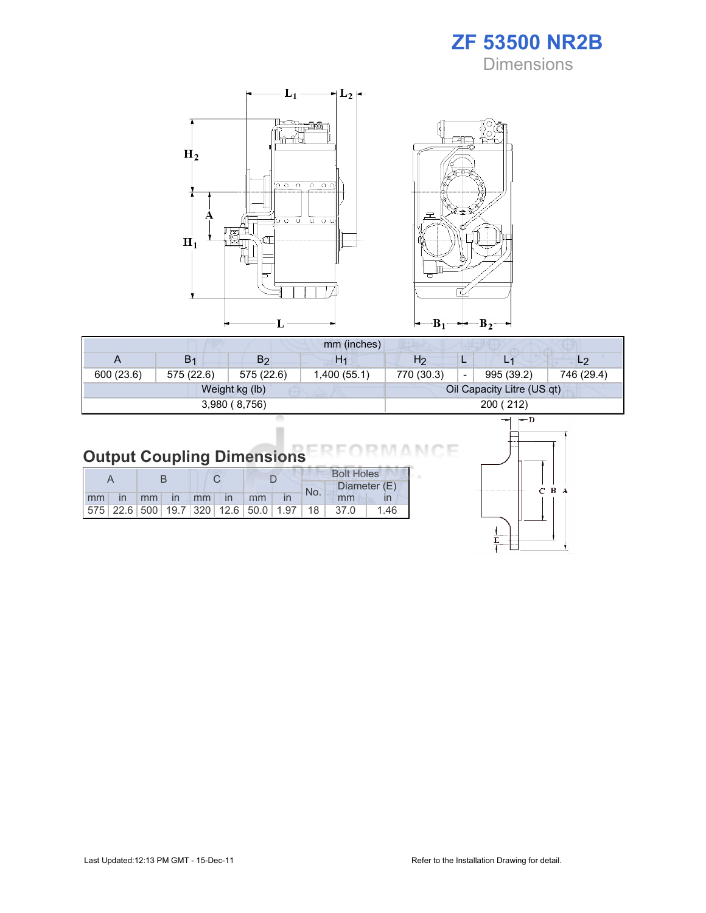# ZF 53500 NR2B

Dimensions

| mm (inches) | | | | | | | |
|---|---|---|---|---|---|---|---|
| A | $B_1$ | $B_2$ | $H_1$ | $H_2$ | L | $L_1$ | $L_2$ |
| 600 (23.6) | 575 (22.6) | 575 (22.6) | 1,400 (55.1) | 770 (30.3) | - | 995 (39.2) | 746 (29.4) |
| Weight kg (lb) | | | | Oil Capacity Litre (US qt) | | | |
| 3,980 ( 8,756) | | | | 200 ( 212) | | | |

## Output Coupling Dimensions

| A | | B | | C | | D | | Bolt Holes | | |
|---|---|---|---|---|---|---|---|---|---|---|
| | | | | | | | | No. | Diameter (E) | |
| mm | in | mm | in | mm | in | mm | in | | mm | in |
| 575 | 22.6 | 500 | 19.7 | 320 | 12.6 | 50.0 | 1.97 | 18 | 37.0 | 1.46 |

Last Updated:12:13 PM GMT - 15-Dec-11

Refer to the Installation Drawing for detail.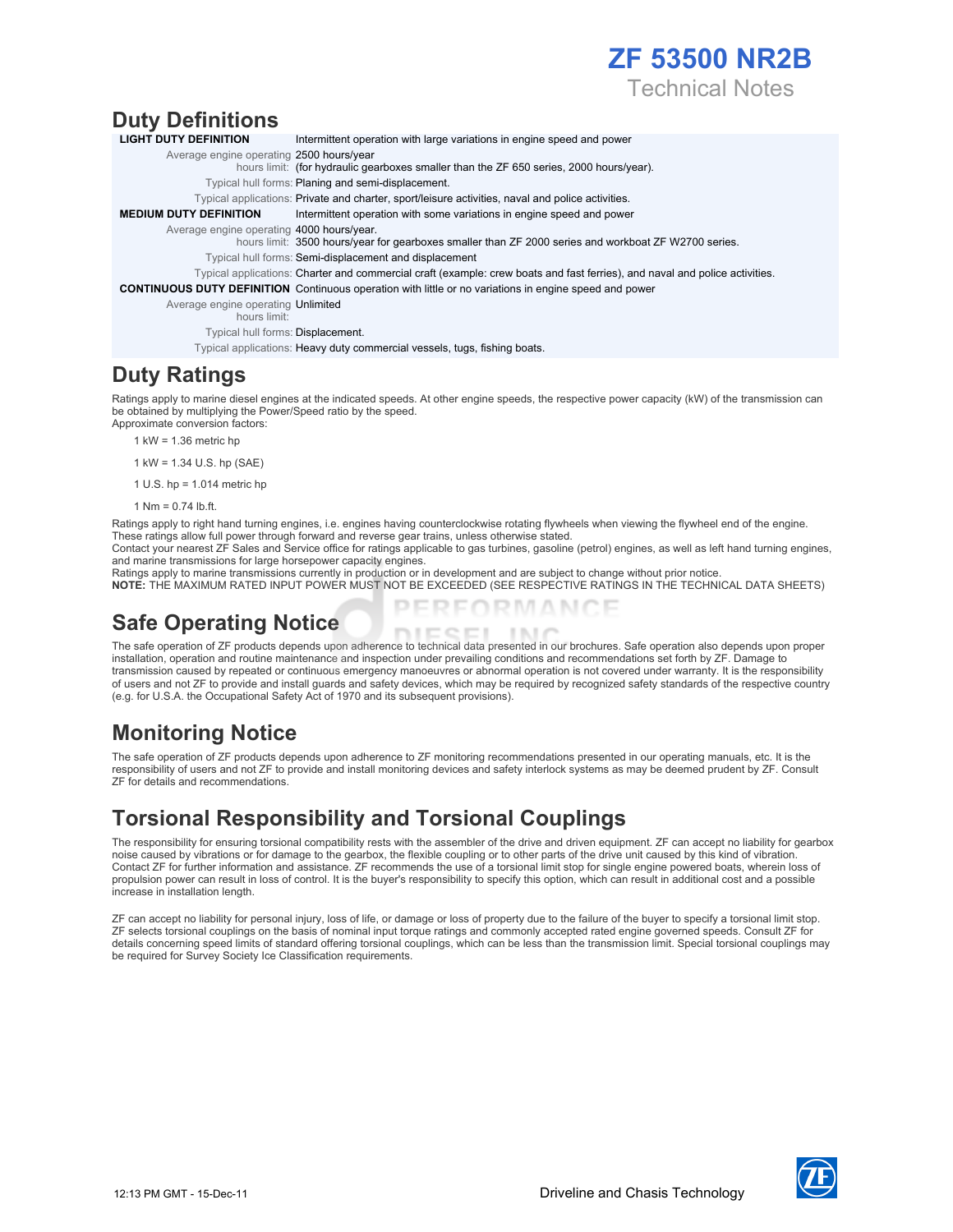# ZF 53500 NR2B
## Technical Notes

## Duty Definitions

| | |
|---|---|
| **LIGHT DUTY DEFINITION** | Intermittent operation with large variations in engine speed and power |
| Average engine operating hours limit: | 2500 hours/year (for hydraulic gearboxes smaller than the ZF 650 series, 2000 hours/year). |
| Typical hull forms: | Planing and semi-displacement. |
| Typical applications: | Private and charter, sport/leisure activities, naval and police activities. |
| **MEDIUM DUTY DEFINITION** | Intermittent operation with some variations in engine speed and power |
| Average engine operating hours limit: | 4000 hours/year. 3500 hours/year for gearboxes smaller than ZF 2000 series and workboat ZF W2700 series. |
| Typical hull forms: | Semi-displacement and displacement |
| Typical applications: | Charter and commercial craft (example: crew boats and fast ferries), and naval and police activities. |
| **CONTINUOUS DUTY DEFINITION** | Continuous operation with little or no variations in engine speed and power |
| Average engine operating hours limit: | Unlimited |
| Typical hull forms: | Displacement. |
| Typical applications: | Heavy duty commercial vessels, tugs, fishing boats. |

## Duty Ratings

Ratings apply to marine diesel engines at the indicated speeds. At other engine speeds, the respective power capacity (kW) of the transmission can be obtained by multiplying the Power/Speed ratio by the speed.
Approximate conversion factors:

1 kW = 1.36 metric hp

1 kW = 1.34 U.S. hp (SAE)

1 U.S. hp = 1.014 metric hp

1 Nm = 0.74 lb.ft.

Ratings apply to right hand turning engines, i.e. engines having counterclockwise rotating flywheels when viewing the flywheel end of the engine. These ratings allow full power through forward and reverse gear trains, unless otherwise stated.
Contact your nearest ZF Sales and Service office for ratings applicable to gas turbines, gasoline (petrol) engines, as well as left hand turning engines, and marine transmissions for large horsepower capacity engines.
Ratings apply to marine transmissions currently in production or in development and are subject to change without prior notice.
**NOTE:** THE MAXIMUM RATED INPUT POWER MUST NOT BE EXCEEDED (SEE RESPECTIVE RATINGS IN THE TECHNICAL DATA SHEETS)

## Safe Operating Notice

The safe operation of ZF products depends upon adherence to technical data presented in our brochures. Safe operation also depends upon proper installation, operation and routine maintenance and inspection under prevailing conditions and recommendations set forth by ZF. Damage to transmission caused by repeated or continuous emergency manoeuvres or abnormal operation is not covered under warranty. It is the responsibility of users and not ZF to provide and install guards and safety devices, which may be required by recognized safety standards of the respective country (e.g. for U.S.A. the Occupational Safety Act of 1970 and its subsequent provisions).

## Monitoring Notice

The safe operation of ZF products depends upon adherence to ZF monitoring recommendations presented in our operating manuals, etc. It is the responsibility of users and not ZF to provide and install monitoring devices and safety interlock systems as may be deemed prudent by ZF. Consult ZF for details and recommendations.

## Torsional Responsibility and Torsional Couplings

The responsibility for ensuring torsional compatibility rests with the assembler of the drive and driven equipment. ZF can accept no liability for gearbox noise caused by vibrations or for damage to the gearbox, the flexible coupling or to other parts of the drive unit caused by this kind of vibration. Contact ZF for further information and assistance. ZF recommends the use of a torsional limit stop for single engine powered boats, wherein loss of propulsion power can result in loss of control. It is the buyer's responsibility to specify this option, which can result in additional cost and a possible increase in installation length.

ZF can accept no liability for personal injury, loss of life, or damage or loss of property due to the failure of the buyer to specify a torsional limit stop. ZF selects torsional couplings on the basis of nominal input torque ratings and commonly accepted rated engine governed speeds. Consult ZF for details concerning speed limits of standard offering torsional couplings, which can be less than the transmission limit. Special torsional couplings may be required for Survey Society Ice Classification requirements.